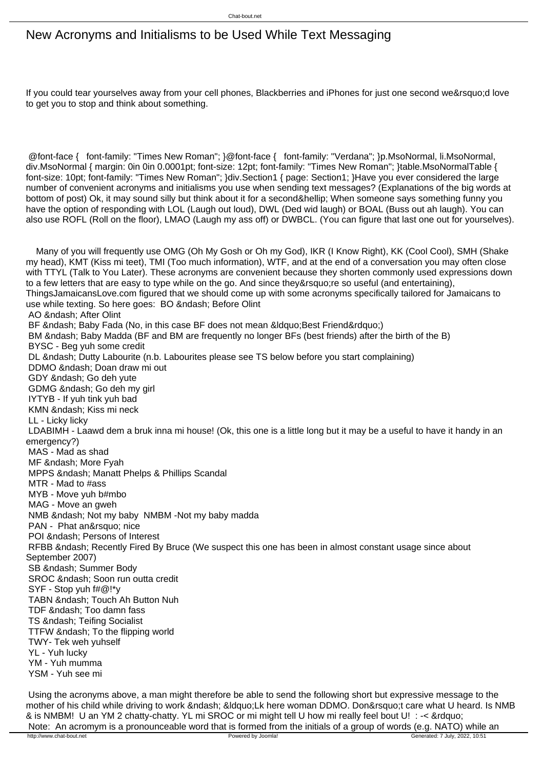# New Acronyms and Initialisms to be Used While Text Messaging

If you could tear yourselves away from your cell phones, Blackberries and iPhones for just one second we&rsquo;d love to get you to stop and think about something.

@font-face { font-family: "Times New Roman"; }@font-face { font-family: "Verdana"; }p.MsoNormal, li.MsoNormal, div.MsoNormal { margin: 0in 0in 0.0001pt; font-size: 12pt; font-family: "Times New Roman"; }table.MsoNormalTable { font-size: 10pt; font-family: "Times New Roman"; }div.Section1 { page: Section1; }Have you ever considered the large number of convenient acronyms and initialisms you use when sending text messages? (Explanations of the big words at bottom of post) Ok, it may sound silly but think about it for a second&hellip; When someone says something funny you have the option of responding with LOL (Laugh out loud), DWL (Ded wid laugh) or BOAL (Buss out ah laugh). You can also use ROFL (Roll on the floor), LMAO (Laugh my ass off) or DWBCL. (You can figure that last one out for yourselves).

Many of you will frequently use OMG (Oh My Gosh or Oh my God), IKR (I Know Right), KK (Cool Cool), SMH (Shake my head), KMT (Kiss mi teet), TMI (Too much information), WTF, and at the end of a conversation you may often close with TTYL (Talk to You Later). These acronyms are convenient because they shorten commonly used expressions down to a few letters that are easy to type while on the go. And since they&rsquo;re so useful (and entertaining), ThingsJamaicansLove.com figured that we should come up with some acronyms specifically tailored for Jamaicans to use while texting. So here goes: BO &ndash; Before Olint

AO &ndash; After Olint

BF &ndash; Baby Fada (No, in this case BF does not mean &ldquo;Best Friend&rdquo;)

BM &ndash; Baby Madda (BF and BM are frequently no longer BFs (best friends) after the birth of the B)

BYSC - Beg yuh some credit

DL &ndash; Dutty Labourite (n.b. Labourites please see TS below before you start complaining)

DDMO &ndash; Doan draw mi out

GDY &ndash; Go deh yute

GDMG &ndash; Go deh my girl

IYTYB - If yuh tink yuh bad

KMN &ndash; Kiss mi neck

LL - Licky licky

LDABIMH - Laawd dem a bruk inna mi house! (Ok, this one is a little long but it may be a useful to have it handy in an emergency?)

MAS - Mad as shad

MF &ndash; More Fyah

MPPS &ndash; Manatt Phelps & Phillips Scandal

MTR - Mad to #ass

MYB - Move yuh b#mbo

MAG - Move an gweh

NMB &ndash; Not my baby NMBM -Not my baby madda

PAN - Phat an&rsquo; nice

POI &ndash; Persons of Interest

RFBB &ndash; Recently Fired By Bruce (We suspect this one has been in almost constant usage since about September 2007)

SB &ndash; Summer Body

SROC &ndash; Soon run outta credit

SYF - Stop yuh f#@!*y

TABN &ndash; Touch Ah Button Nuh

TDF &ndash; Too damn fass

TS &ndash; Teifing Socialist

TTFW &ndash; To the flipping world

TWY- Tek weh yuhself

YL - Yuh lucky

YM - Yuh mumma

YSM - Yuh see mi

Using the acronyms above, a man might therefore be able to send the following short but expressive message to the mother of his child while driving to work &ndash; &ldquo;Lk here woman DDMO. Don&rsquo;t care what U heard. Is NMB & is NMBM! U an YM 2 chatty-chatty. YL mi SROC or mi might tell U how mi really feel bout U! : -< &rdquo;

Note: An acromym is a pronounceable word that is formed from the initials of a group of words (e.g. NATO) while an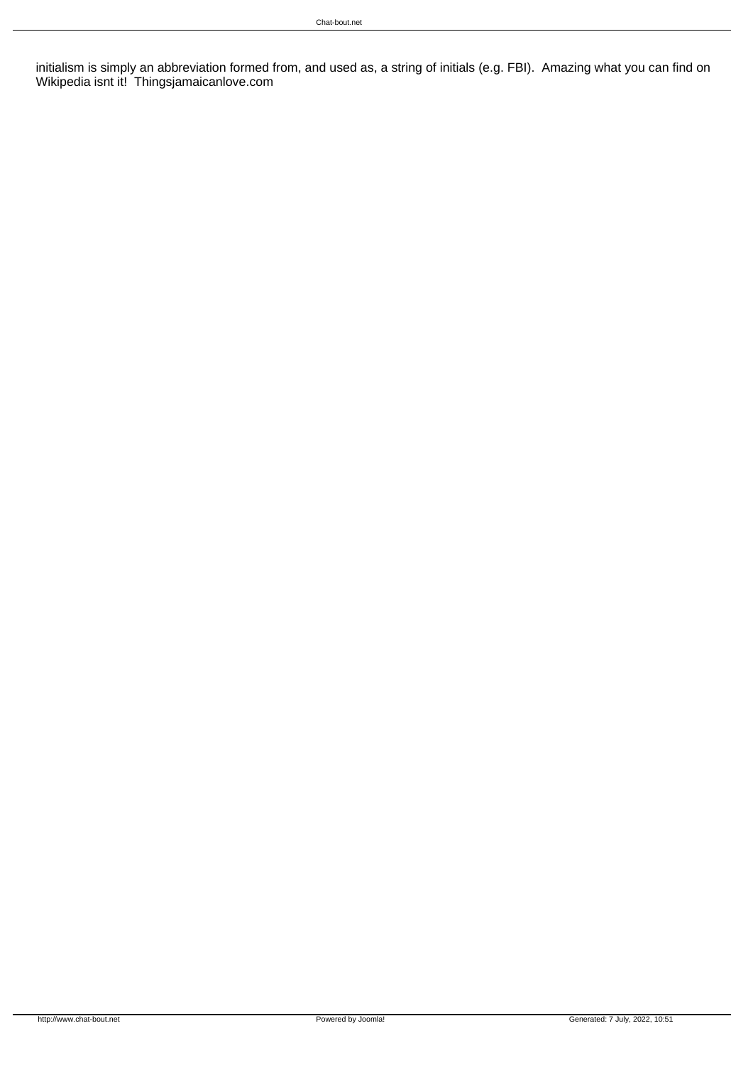initialism is simply an abbreviation formed from, and used as, a string of initials (e.g. FBI). Amazing what you can find on Wikipedia isnt it! Thingsjamaicanlove.com